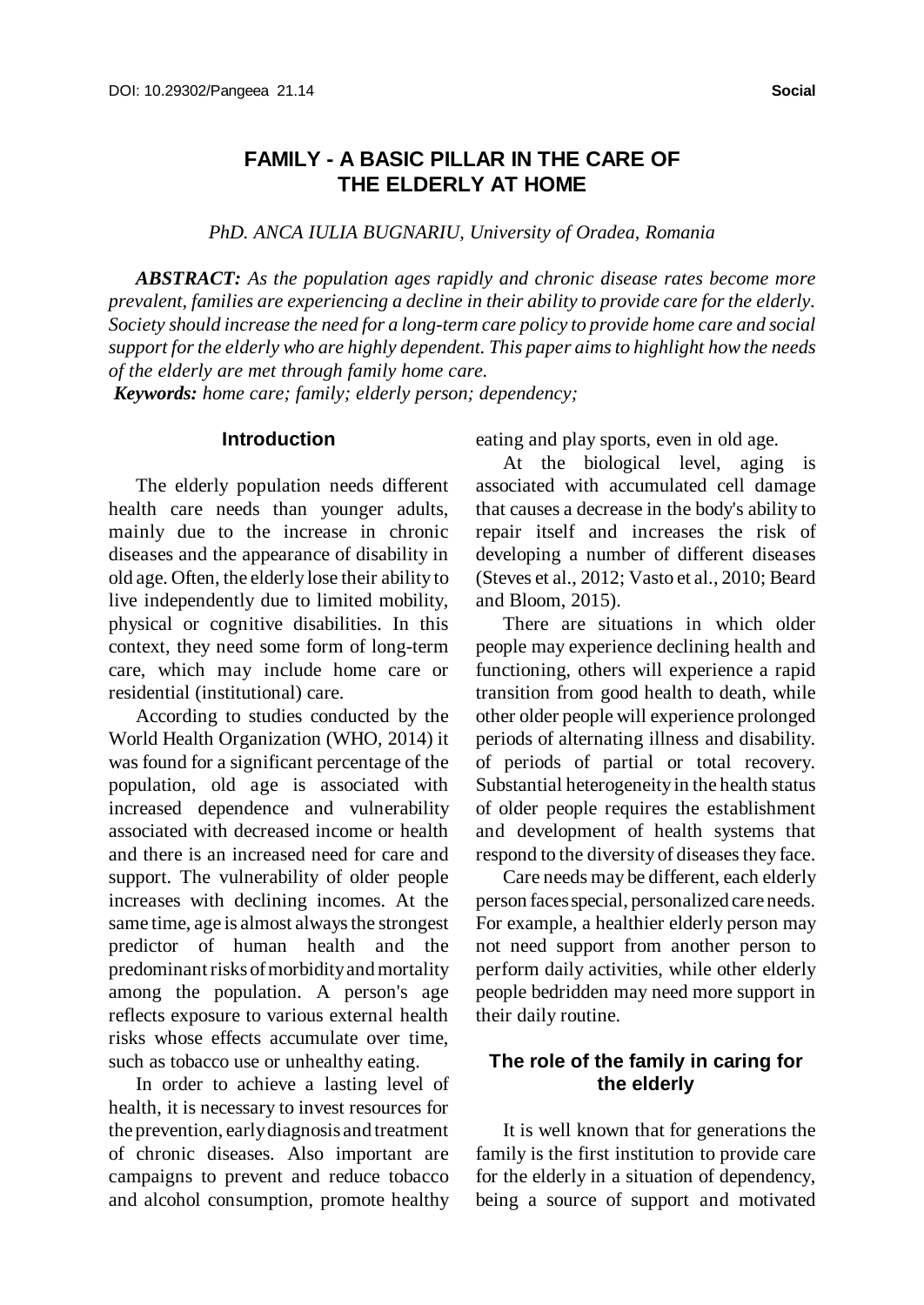# FAMILY - A BASIC PILLAR IN THE CARE OF THE ELDERLY AT HOME

*PhD. ANCA IULIA BUGNARIU, University of Oradea, Romania*

***ABSTRACT:*** *As the population ages rapidly and chronic disease rates become more prevalent, families are experiencing a decline in their ability to provide care for the elderly. Society should increase the need for a long-term care policy to provide home care and social support for the elderly who are highly dependent. This paper aims to highlight how the needs of the elderly are met through family home care.*

***Keywords:*** *home care; family; elderly person; dependency;*

## Introduction

The elderly population needs different health care needs than younger adults, mainly due to the increase in chronic diseases and the appearance of disability in old age. Often, the elderly lose their ability to live independently due to limited mobility, physical or cognitive disabilities. In this context, they need some form of long-term care, which may include home care or residential (institutional) care.

According to studies conducted by the World Health Organization (WHO, 2014) it was found for a significant percentage of the population, old age is associated with increased dependence and vulnerability associated with decreased income or health and there is an increased need for care and support. The vulnerability of older people increases with declining incomes. At the same time, age is almost always the strongest predictor of human health and the predominant risks of morbidity and mortality among the population. A person's age reflects exposure to various external health risks whose effects accumulate over time, such as tobacco use or unhealthy eating.

In order to achieve a lasting level of health, it is necessary to invest resources for the prevention, early diagnosis and treatment of chronic diseases. Also important are campaigns to prevent and reduce tobacco and alcohol consumption, promote healthy eating and play sports, even in old age.

At the biological level, aging is associated with accumulated cell damage that causes a decrease in the body's ability to repair itself and increases the risk of developing a number of different diseases (Steves et al., 2012; Vasto et al., 2010; Beard and Bloom, 2015).

There are situations in which older people may experience declining health and functioning, others will experience a rapid transition from good health to death, while other older people will experience prolonged periods of alternating illness and disability. of periods of partial or total recovery. Substantial heterogeneity in the health status of older people requires the establishment and development of health systems that respond to the diversity of diseases they face.

Care needs may be different, each elderly person faces special, personalized care needs. For example, a healthier elderly person may not need support from another person to perform daily activities, while other elderly people bedridden may need more support in their daily routine.

## The role of the family in caring for the elderly

It is well known that for generations the family is the first institution to provide care for the elderly in a situation of dependency, being a source of support and motivated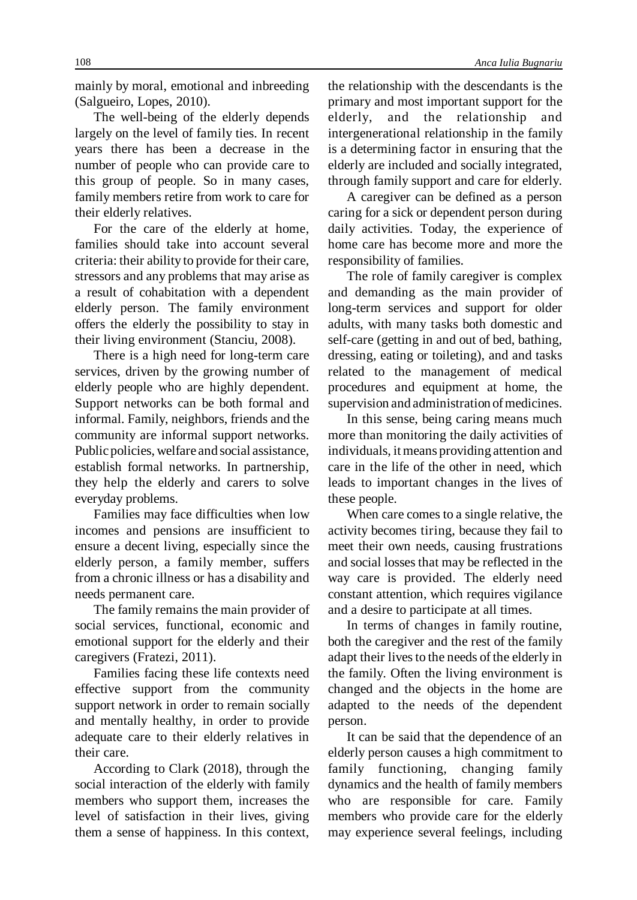mainly by moral, emotional and inbreeding (Salgueiro, Lopes, 2010).

The well-being of the elderly depends largely on the level of family ties. In recent years there has been a decrease in the number of people who can provide care to this group of people. So in many cases, family members retire from work to care for their elderly relatives.

For the care of the elderly at home, families should take into account several criteria: their ability to provide for their care, stressors and any problems that may arise as a result of cohabitation with a dependent elderly person. The family environment offers the elderly the possibility to stay in their living environment (Stanciu, 2008).

There is a high need for long-term care services, driven by the growing number of elderly people who are highly dependent. Support networks can be both formal and informal. Family, neighbors, friends and the community are informal support networks. Public policies, welfare and social assistance, establish formal networks. In partnership, they help the elderly and carers to solve everyday problems.

Families may face difficulties when low incomes and pensions are insufficient to ensure a decent living, especially since the elderly person, a family member, suffers from a chronic illness or has a disability and needs permanent care.

The family remains the main provider of social services, functional, economic and emotional support for the elderly and their caregivers (Fratezi, 2011).

Families facing these life contexts need effective support from the community support network in order to remain socially and mentally healthy, in order to provide adequate care to their elderly relatives in their care.

According to Clark (2018), through the social interaction of the elderly with family members who support them, increases the level of satisfaction in their lives, giving them a sense of happiness. In this context, the relationship with the descendants is the primary and most important support for the elderly, and the relationship and intergenerational relationship in the family is a determining factor in ensuring that the elderly are included and socially integrated, through family support and care for elderly.

A caregiver can be defined as a person caring for a sick or dependent person during daily activities. Today, the experience of home care has become more and more the responsibility of families.

The role of family caregiver is complex and demanding as the main provider of long-term services and support for older adults, with many tasks both domestic and self-care (getting in and out of bed, bathing, dressing, eating or toileting), and and tasks related to the management of medical procedures and equipment at home, the supervision and administration of medicines.

In this sense, being caring means much more than monitoring the daily activities of individuals, it means providing attention and care in the life of the other in need, which leads to important changes in the lives of these people.

When care comes to a single relative, the activity becomes tiring, because they fail to meet their own needs, causing frustrations and social losses that may be reflected in the way care is provided. The elderly need constant attention, which requires vigilance and a desire to participate at all times.

In terms of changes in family routine, both the caregiver and the rest of the family adapt their lives to the needs of the elderly in the family. Often the living environment is changed and the objects in the home are adapted to the needs of the dependent person.

It can be said that the dependence of an elderly person causes a high commitment to family functioning, changing family dynamics and the health of family members who are responsible for care. Family members who provide care for the elderly may experience several feelings, including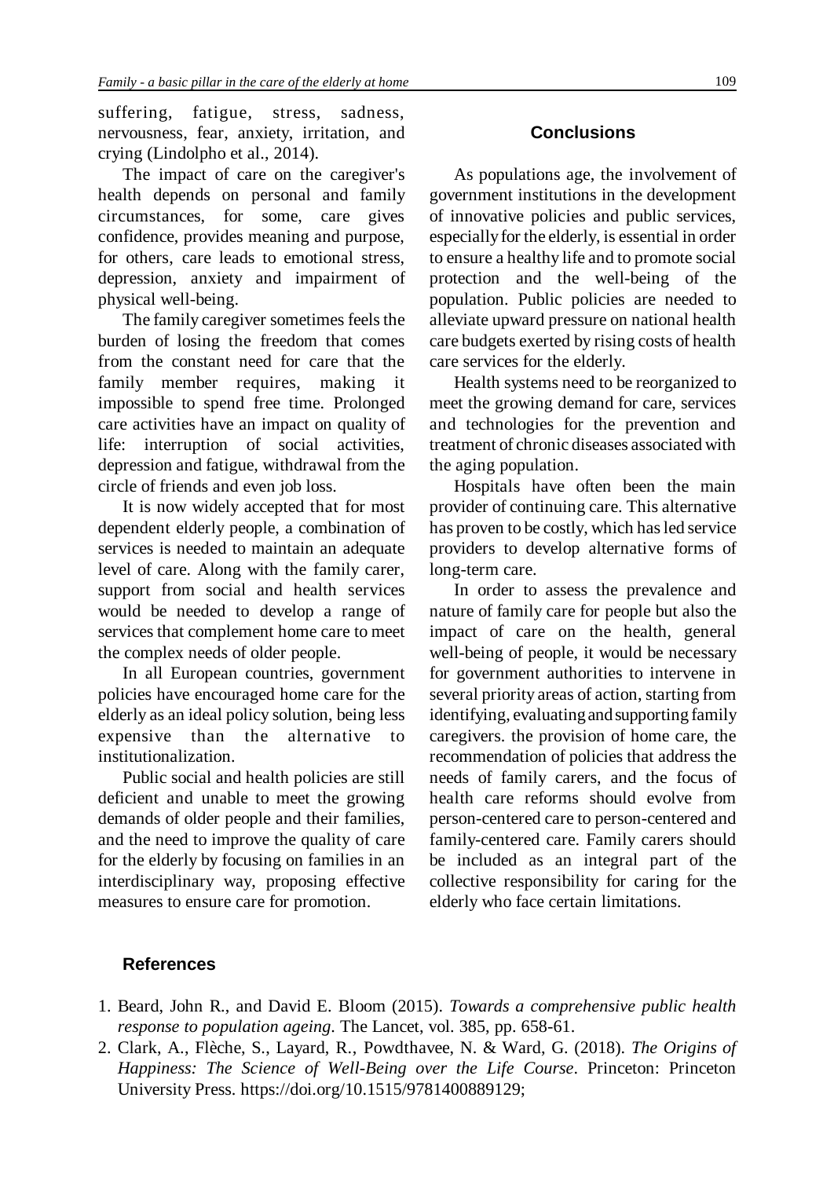suffering, fatigue, stress, sadness, nervousness, fear, anxiety, irritation, and crying (Lindolpho et al., 2014).

The impact of care on the caregiver's health depends on personal and family circumstances, for some, care gives confidence, provides meaning and purpose, for others, care leads to emotional stress, depression, anxiety and impairment of physical well-being.

The family caregiver sometimes feels the burden of losing the freedom that comes from the constant need for care that the family member requires, making it impossible to spend free time. Prolonged care activities have an impact on quality of life: interruption of social activities, depression and fatigue, withdrawal from the circle of friends and even job loss.

It is now widely accepted that for most dependent elderly people, a combination of services is needed to maintain an adequate level of care. Along with the family carer, support from social and health services would be needed to develop a range of services that complement home care to meet the complex needs of older people.

In all European countries, government policies have encouraged home care for the elderly as an ideal policy solution, being less expensive than the alternative to institutionalization.

Public social and health policies are still deficient and unable to meet the growing demands of older people and their families, and the need to improve the quality of care for the elderly by focusing on families in an interdisciplinary way, proposing effective measures to ensure care for promotion.

## Conclusions

As populations age, the involvement of government institutions in the development of innovative policies and public services, especially for the elderly, is essential in order to ensure a healthy life and to promote social protection and the well-being of the population. Public policies are needed to alleviate upward pressure on national health care budgets exerted by rising costs of health care services for the elderly.

Health systems need to be reorganized to meet the growing demand for care, services and technologies for the prevention and treatment of chronic diseases associated with the aging population.

Hospitals have often been the main provider of continuing care. This alternative has proven to be costly, which has led service providers to develop alternative forms of long-term care.

In order to assess the prevalence and nature of family care for people but also the impact of care on the health, general well-being of people, it would be necessary for government authorities to intervene in several priority areas of action, starting from identifying, evaluating and supporting family caregivers. the provision of home care, the recommendation of policies that address the needs of family carers, and the focus of health care reforms should evolve from person-centered care to person-centered and family-centered care. Family carers should be included as an integral part of the collective responsibility for caring for the elderly who face certain limitations.

## References

1. Beard, John R., and David E. Bloom (2015). *Towards a comprehensive public health response to population ageing.* The Lancet, vol. 385, pp. 658-61.
2. Clark, A., Flèche, S., Layard, R., Powdthavee, N. & Ward, G. (2018). *The Origins of Happiness: The Science of Well-Being over the Life Course*. Princeton: Princeton University Press. https://doi.org/10.1515/9781400889129;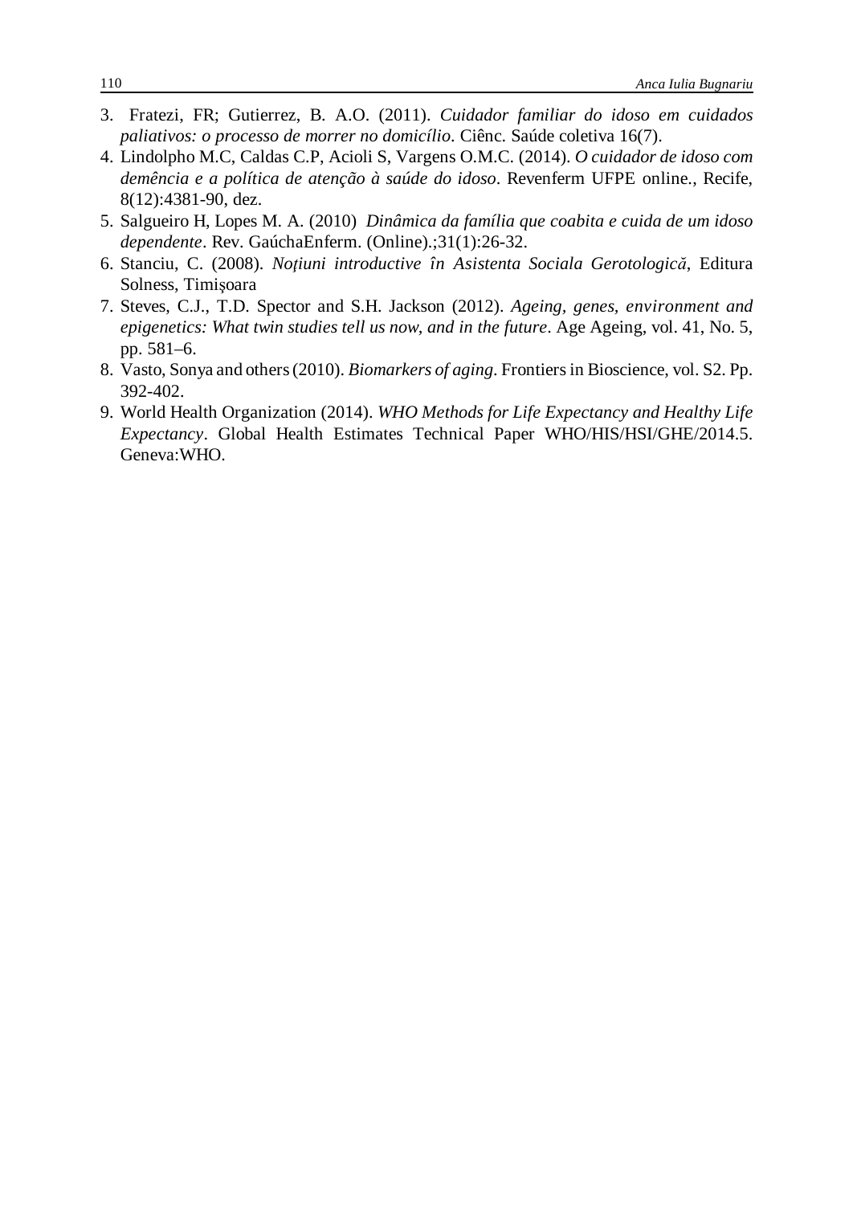3. Fratezi, FR; Gutierrez, B. A.O. (2011). *Cuidador familiar do idoso em cuidados paliativos: o processo de morrer no domicílio*. Ciênc. Saúde coletiva 16(7).
4. Lindolpho M.C, Caldas C.P, Acioli S, Vargens O.M.C. (2014). *O cuidador de idoso com demência e a política de atenção à saúde do idoso*. Revenferm UFPE online., Recife, 8(12):4381-90, dez.
5. Salgueiro H, Lopes M. A. (2010) *Dinâmica da família que coabita e cuida de um idoso dependente*. Rev. GaúchaEnferm. (Online).;31(1):26-32.
6. Stanciu, C. (2008). *Noţiuni introductive în Asistenta Sociala Gerotologică*, Editura Solness, Timişoara
7. Steves, C.J., T.D. Spector and S.H. Jackson (2012). *Ageing, genes, environment and epigenetics: What twin studies tell us now, and in the future*. Age Ageing, vol. 41, No. 5, pp. 581–6.
8. Vasto, Sonya and others (2010). *Biomarkers of aging*. Frontiers in Bioscience, vol. S2. Pp. 392-402.
9. World Health Organization (2014). *WHO Methods for Life Expectancy and Healthy Life Expectancy*. Global Health Estimates Technical Paper WHO/HIS/HSI/GHE/2014.5. Geneva:WHO.